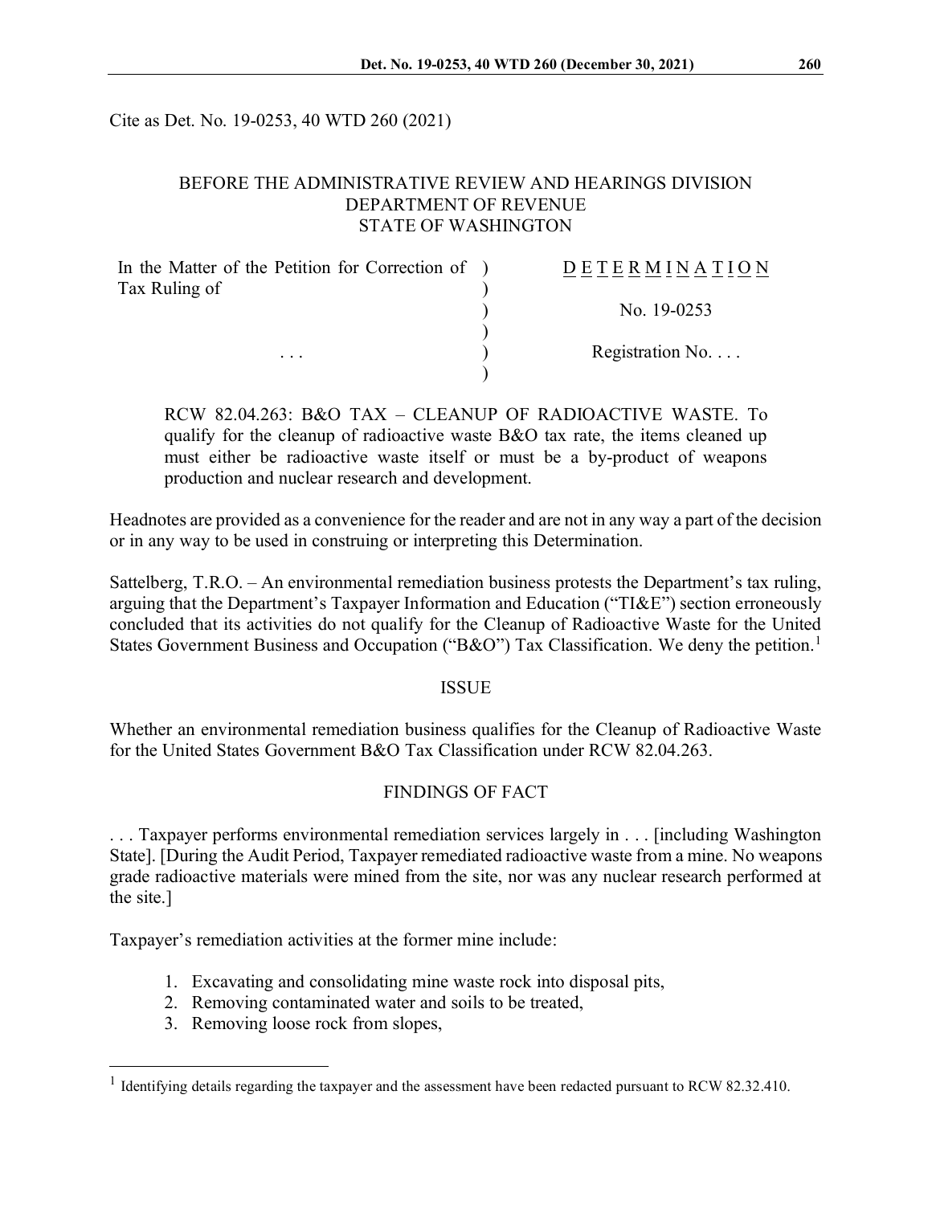Cite as Det. No. 19-0253, 40 WTD 260 (2021)

BEFORE THE ADMINISTRATIVE REVIEW AND HEARINGS DIVISION
DEPARTMENT OF REVENUE
STATE OF WASHINGTON

| In the Matter of the Petition for Correction of Tax Ruling of | DETERMINATION |
|---|---|
| | No. 19-0253 |
| . . . | Registration No. . . . |

RCW 82.04.263: B&O TAX – CLEANUP OF RADIOACTIVE WASTE. To qualify for the cleanup of radioactive waste B&O tax rate, the items cleaned up must either be radioactive waste itself or must be a by-product of weapons production and nuclear research and development.

Headnotes are provided as a convenience for the reader and are not in any way a part of the decision or in any way to be used in construing or interpreting this Determination.

Sattelberg, T.R.O. – An environmental remediation business protests the Department's tax ruling, arguing that the Department's Taxpayer Information and Education ("TI&E") section erroneously concluded that its activities do not qualify for the Cleanup of Radioactive Waste for the United States Government Business and Occupation ("B&O") Tax Classification. We deny the petition.[1]

## ISSUE

Whether an environmental remediation business qualifies for the Cleanup of Radioactive Waste for the United States Government B&O Tax Classification under RCW 82.04.263.

## FINDINGS OF FACT

. . . Taxpayer performs environmental remediation services largely in . . . [including Washington State]. [During the Audit Period, Taxpayer remediated radioactive waste from a mine. No weapons grade radioactive materials were mined from the site, nor was any nuclear research performed at the site.]

Taxpayer's remediation activities at the former mine include:

1. Excavating and consolidating mine waste rock into disposal pits,
2. Removing contaminated water and soils to be treated,
3. Removing loose rock from slopes,

[1] Identifying details regarding the taxpayer and the assessment have been redacted pursuant to RCW 82.32.410.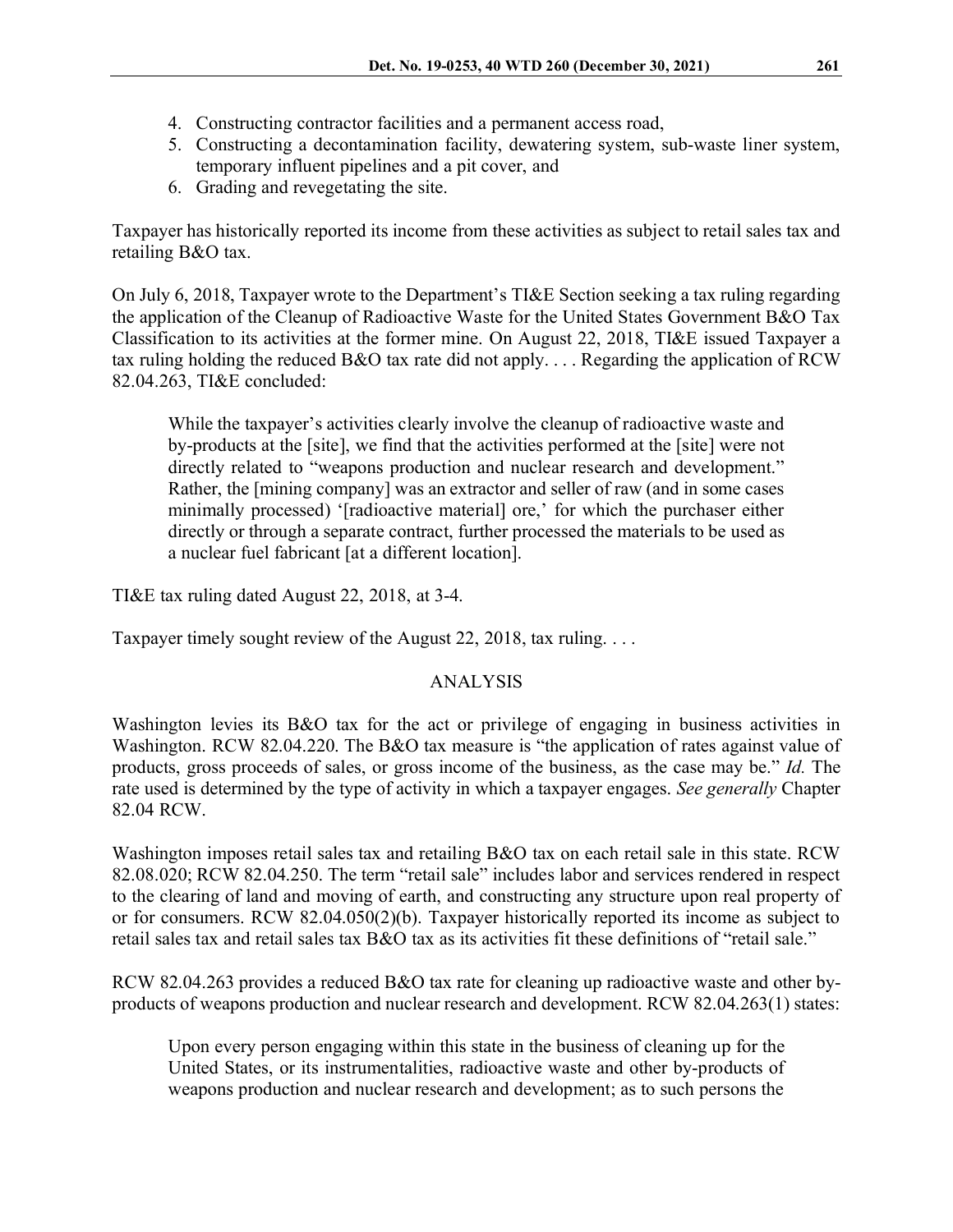4. Constructing contractor facilities and a permanent access road,
5. Constructing a decontamination facility, dewatering system, sub-waste liner system, temporary influent pipelines and a pit cover, and
6. Grading and revegetating the site.

Taxpayer has historically reported its income from these activities as subject to retail sales tax and retailing B&O tax.

On July 6, 2018, Taxpayer wrote to the Department's TI&E Section seeking a tax ruling regarding the application of the Cleanup of Radioactive Waste for the United States Government B&O Tax Classification to its activities at the former mine. On August 22, 2018, TI&E issued Taxpayer a tax ruling holding the reduced B&O tax rate did not apply. . . . Regarding the application of RCW 82.04.263, TI&E concluded:

> While the taxpayer's activities clearly involve the cleanup of radioactive waste and by-products at the [site], we find that the activities performed at the [site] were not directly related to "weapons production and nuclear research and development." Rather, the [mining company] was an extractor and seller of raw (and in some cases minimally processed) '[radioactive material] ore,' for which the purchaser either directly or through a separate contract, further processed the materials to be used as a nuclear fuel fabricant [at a different location].

TI&E tax ruling dated August 22, 2018, at 3-4.

Taxpayer timely sought review of the August 22, 2018, tax ruling. . . .

## ANALYSIS

Washington levies its B&O tax for the act or privilege of engaging in business activities in Washington. RCW 82.04.220. The B&O tax measure is "the application of rates against value of products, gross proceeds of sales, or gross income of the business, as the case may be." *Id.* The rate used is determined by the type of activity in which a taxpayer engages. *See generally* Chapter 82.04 RCW.

Washington imposes retail sales tax and retailing B&O tax on each retail sale in this state. RCW 82.08.020; RCW 82.04.250. The term "retail sale" includes labor and services rendered in respect to the clearing of land and moving of earth, and constructing any structure upon real property of or for consumers. RCW 82.04.050(2)(b). Taxpayer historically reported its income as subject to retail sales tax and retail sales tax B&O tax as its activities fit these definitions of "retail sale."

RCW 82.04.263 provides a reduced B&O tax rate for cleaning up radioactive waste and other by-products of weapons production and nuclear research and development. RCW 82.04.263(1) states:

> Upon every person engaging within this state in the business of cleaning up for the United States, or its instrumentalities, radioactive waste and other by-products of weapons production and nuclear research and development; as to such persons the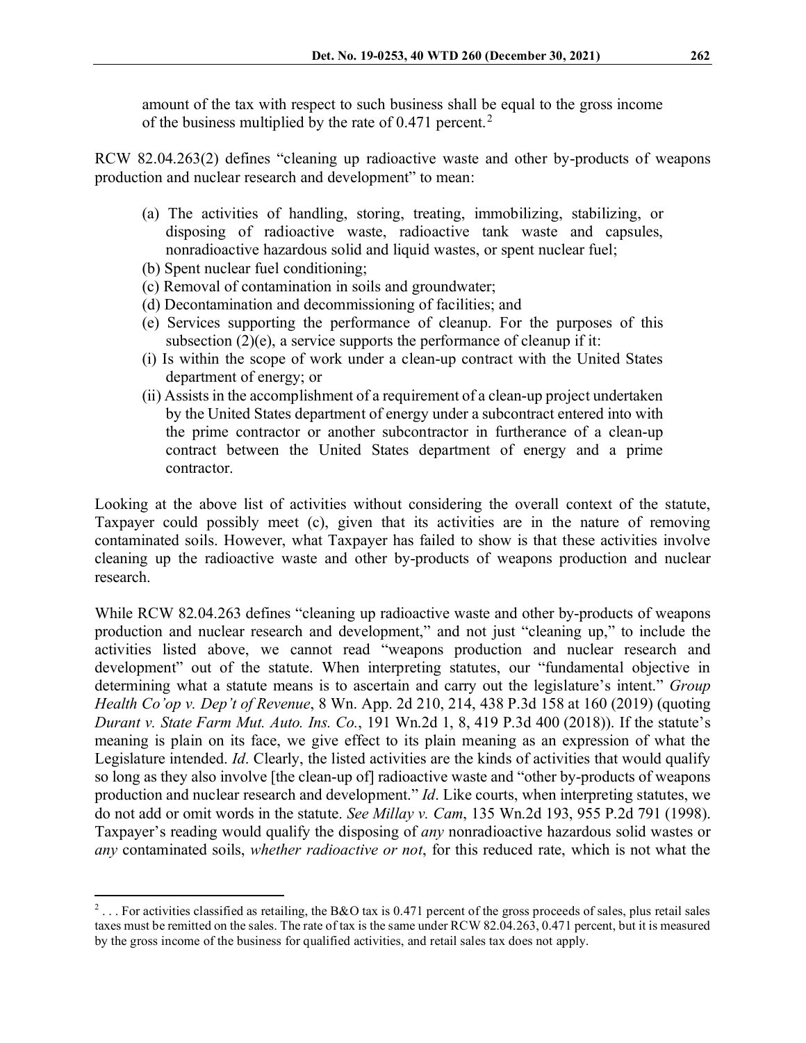amount of the tax with respect to such business shall be equal to the gross income of the business multiplied by the rate of 0.471 percent.[2]

RCW 82.04.263(2) defines "cleaning up radioactive waste and other by-products of weapons production and nuclear research and development" to mean:

> (a) The activities of handling, storing, treating, immobilizing, stabilizing, or disposing of radioactive waste, radioactive tank waste and capsules, nonradioactive hazardous solid and liquid wastes, or spent nuclear fuel;
> (b) Spent nuclear fuel conditioning;
> (c) Removal of contamination in soils and groundwater;
> (d) Decontamination and decommissioning of facilities; and
> (e) Services supporting the performance of cleanup. For the purposes of this subsection (2)(e), a service supports the performance of cleanup if it:
> (i) Is within the scope of work under a clean-up contract with the United States department of energy; or
> (ii) Assists in the accomplishment of a requirement of a clean-up project undertaken by the United States department of energy under a subcontract entered into with the prime contractor or another subcontractor in furtherance of a clean-up contract between the United States department of energy and a prime contractor.

Looking at the above list of activities without considering the overall context of the statute, Taxpayer could possibly meet (c), given that its activities are in the nature of removing contaminated soils. However, what Taxpayer has failed to show is that these activities involve cleaning up the radioactive waste and other by-products of weapons production and nuclear research.

While RCW 82.04.263 defines "cleaning up radioactive waste and other by-products of weapons production and nuclear research and development," and not just "cleaning up," to include the activities listed above, we cannot read "weapons production and nuclear research and development" out of the statute. When interpreting statutes, our "fundamental objective in determining what a statute means is to ascertain and carry out the legislature's intent." *Group Health Co'op v. Dep't of Revenue*, 8 Wn. App. 2d 210, 214, 438 P.3d 158 at 160 (2019) (quoting *Durant v. State Farm Mut. Auto. Ins. Co.*, 191 Wn.2d 1, 8, 419 P.3d 400 (2018)). If the statute's meaning is plain on its face, we give effect to its plain meaning as an expression of what the Legislature intended. *Id*. Clearly, the listed activities are the kinds of activities that would qualify so long as they also involve [the clean-up of] radioactive waste and "other by-products of weapons production and nuclear research and development." *Id*. Like courts, when interpreting statutes, we do not add or omit words in the statute. *See Millay v. Cam*, 135 Wn.2d 193, 955 P.2d 791 (1998). Taxpayer's reading would qualify the disposing of *any* nonradioactive hazardous solid wastes or *any* contaminated soils, *whether radioactive or not*, for this reduced rate, which is not what the

[2] . . . For activities classified as retailing, the B&O tax is 0.471 percent of the gross proceeds of sales, plus retail sales taxes must be remitted on the sales. The rate of tax is the same under RCW 82.04.263, 0.471 percent, but it is measured by the gross income of the business for qualified activities, and retail sales tax does not apply.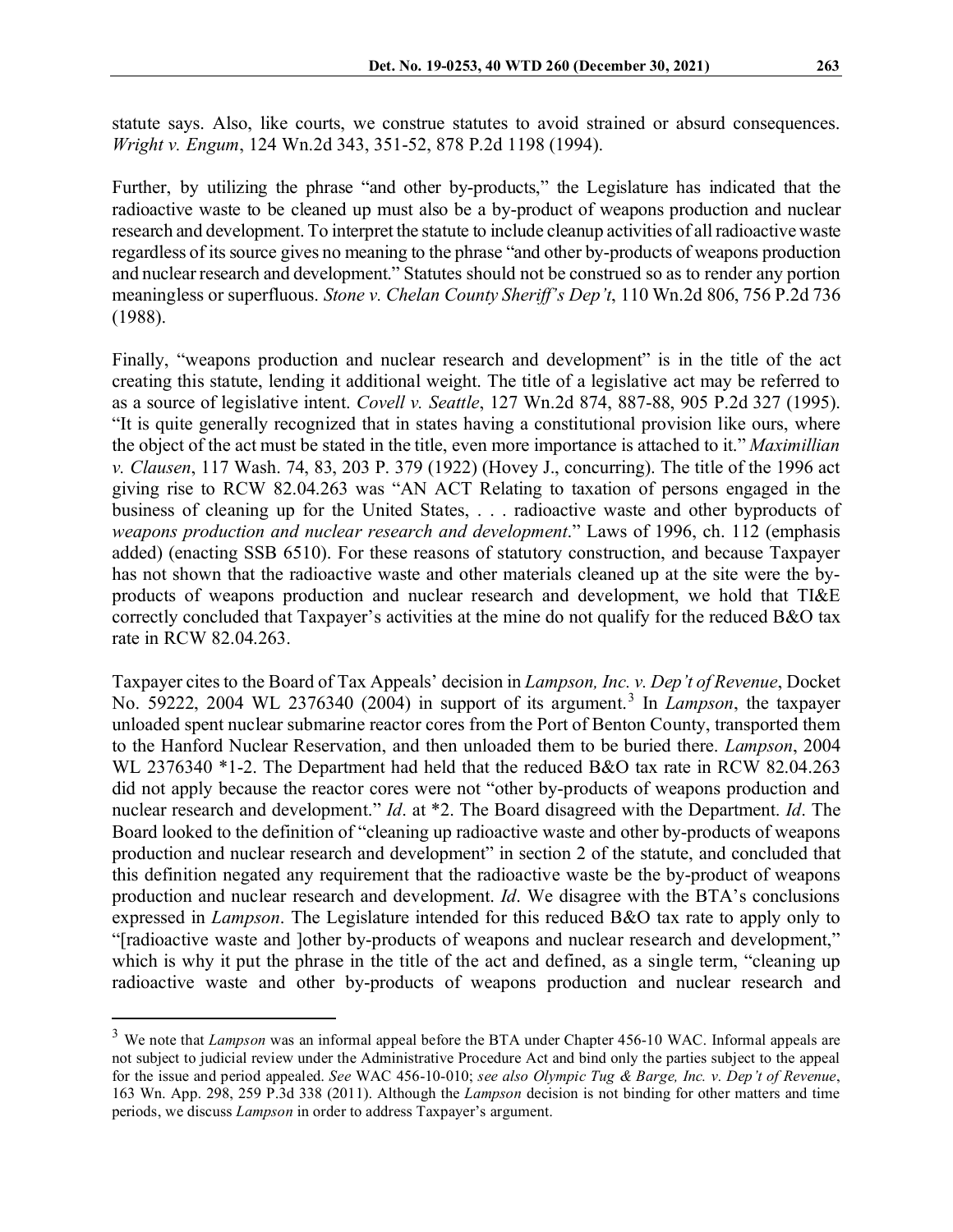statute says. Also, like courts, we construe statutes to avoid strained or absurd consequences. *Wright v. Engum*, 124 Wn.2d 343, 351-52, 878 P.2d 1198 (1994).

Further, by utilizing the phrase "and other by-products," the Legislature has indicated that the radioactive waste to be cleaned up must also be a by-product of weapons production and nuclear research and development. To interpret the statute to include cleanup activities of all radioactive waste regardless of its source gives no meaning to the phrase "and other by-products of weapons production and nuclear research and development." Statutes should not be construed so as to render any portion meaningless or superfluous. *Stone v. Chelan County Sheriff's Dep't*, 110 Wn.2d 806, 756 P.2d 736 (1988).

Finally, "weapons production and nuclear research and development" is in the title of the act creating this statute, lending it additional weight. The title of a legislative act may be referred to as a source of legislative intent. *Covell v. Seattle*, 127 Wn.2d 874, 887-88, 905 P.2d 327 (1995). "It is quite generally recognized that in states having a constitutional provision like ours, where the object of the act must be stated in the title, even more importance is attached to it." *Maximillian v. Clausen*, 117 Wash. 74, 83, 203 P. 379 (1922) (Hovey J., concurring). The title of the 1996 act giving rise to RCW 82.04.263 was "AN ACT Relating to taxation of persons engaged in the business of cleaning up for the United States, . . . radioactive waste and other byproducts of *weapons production and nuclear research and development*." Laws of 1996, ch. 112 (emphasis added) (enacting SSB 6510). For these reasons of statutory construction, and because Taxpayer has not shown that the radioactive waste and other materials cleaned up at the site were the by-products of weapons production and nuclear research and development, we hold that TI&E correctly concluded that Taxpayer's activities at the mine do not qualify for the reduced B&O tax rate in RCW 82.04.263.

Taxpayer cites to the Board of Tax Appeals' decision in *Lampson, Inc. v. Dep't of Revenue*, Docket No. 59222, 2004 WL 2376340 (2004) in support of its argument.[3] In *Lampson*, the taxpayer unloaded spent nuclear submarine reactor cores from the Port of Benton County, transported them to the Hanford Nuclear Reservation, and then unloaded them to be buried there. *Lampson*, 2004 WL 2376340 \*1-2. The Department had held that the reduced B&O tax rate in RCW 82.04.263 did not apply because the reactor cores were not "other by-products of weapons production and nuclear research and development." *Id*. at \*2. The Board disagreed with the Department. *Id*. The Board looked to the definition of "cleaning up radioactive waste and other by-products of weapons production and nuclear research and development" in section 2 of the statute, and concluded that this definition negated any requirement that the radioactive waste be the by-product of weapons production and nuclear research and development. *Id*. We disagree with the BTA's conclusions expressed in *Lampson*. The Legislature intended for this reduced B&O tax rate to apply only to "[radioactive waste and ]other by-products of weapons and nuclear research and development," which is why it put the phrase in the title of the act and defined, as a single term, "cleaning up radioactive waste and other by-products of weapons production and nuclear research and

---

[3] We note that *Lampson* was an informal appeal before the BTA under Chapter 456-10 WAC. Informal appeals are not subject to judicial review under the Administrative Procedure Act and bind only the parties subject to the appeal for the issue and period appealed. *See* WAC 456-10-010; *see also Olympic Tug & Barge, Inc. v. Dep't of Revenue*, 163 Wn. App. 298, 259 P.3d 338 (2011). Although the *Lampson* decision is not binding for other matters and time periods, we discuss *Lampson* in order to address Taxpayer's argument.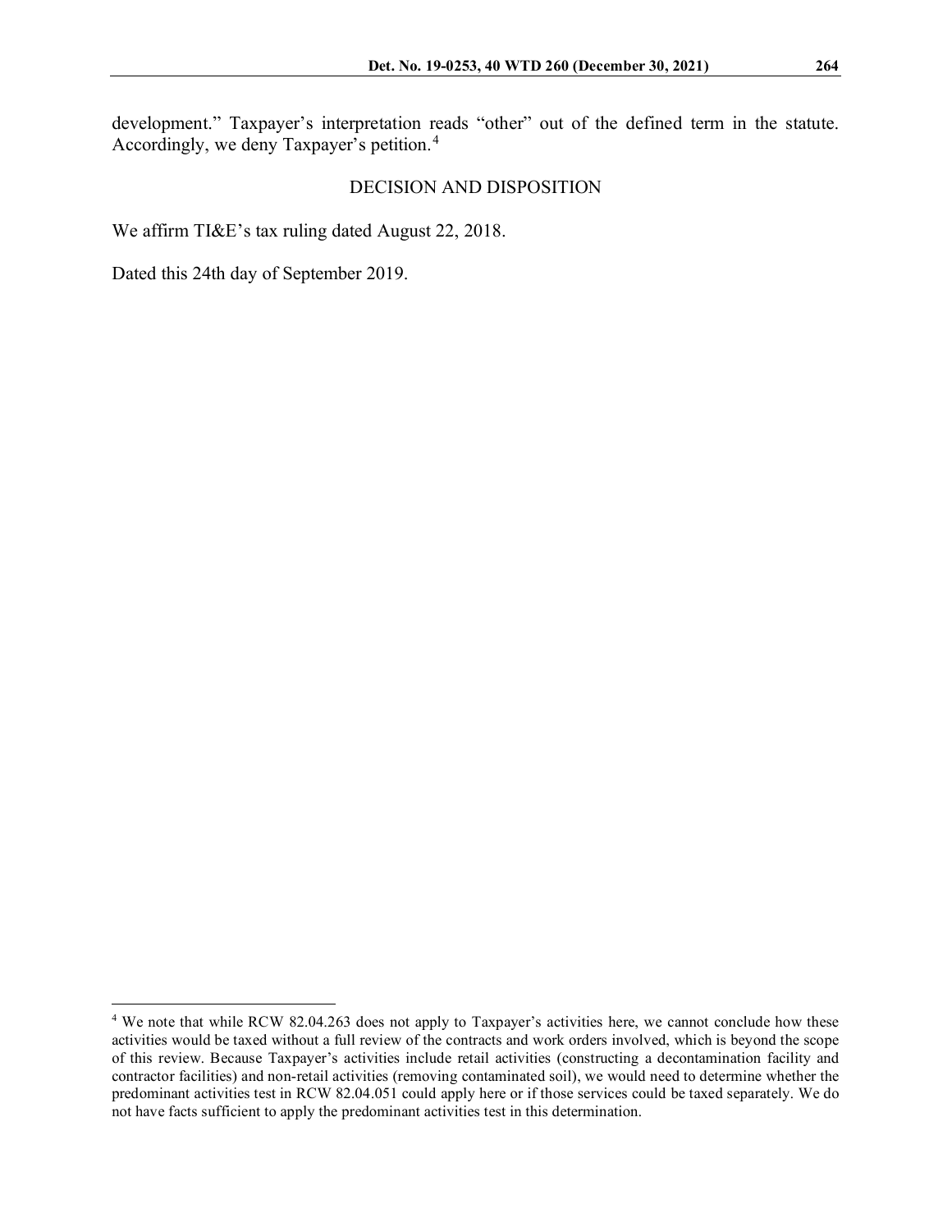development." Taxpayer's interpretation reads "other" out of the defined term in the statute. Accordingly, we deny Taxpayer's petition.[4]

## DECISION AND DISPOSITION

We affirm TI&E's tax ruling dated August 22, 2018.

Dated this 24th day of September 2019.

---

[4] We note that while RCW 82.04.263 does not apply to Taxpayer's activities here, we cannot conclude how these activities would be taxed without a full review of the contracts and work orders involved, which is beyond the scope of this review. Because Taxpayer's activities include retail activities (constructing a decontamination facility and contractor facilities) and non-retail activities (removing contaminated soil), we would need to determine whether the predominant activities test in RCW 82.04.051 could apply here or if those services could be taxed separately. We do not have facts sufficient to apply the predominant activities test in this determination.